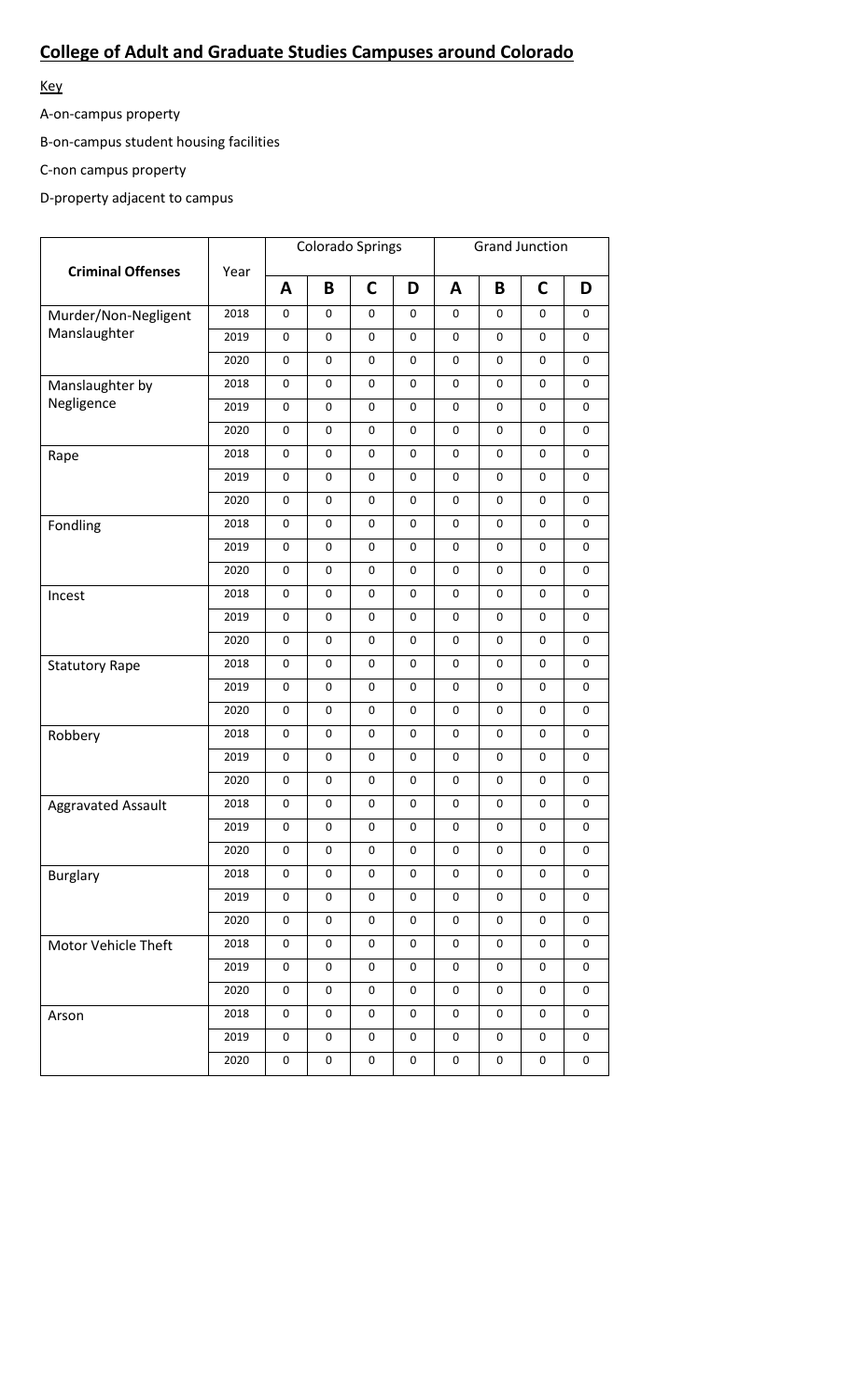## College of Adult and Graduate Studies Campuses around Colorado

Key

A-on-campus property

B-on-campus student housing facilities

C-non campus property

D-property adjacent to campus

| Criminal Offenses | Year | Colorado Springs | | | | Grand Junction | | | |
|---|---|---|---|---|---|---|---|---|---|
| | | **A** | **B** | **C** | **D** | **A** | **B** | **C** | **D** |
| Murder/Non-Negligent Manslaughter | 2018 | 0 | 0 | 0 | 0 | 0 | 0 | 0 | 0 |
| | 2019 | 0 | 0 | 0 | 0 | 0 | 0 | 0 | 0 |
| | 2020 | 0 | 0 | 0 | 0 | 0 | 0 | 0 | 0 |
| Manslaughter by Negligence | 2018 | 0 | 0 | 0 | 0 | 0 | 0 | 0 | 0 |
| | 2019 | 0 | 0 | 0 | 0 | 0 | 0 | 0 | 0 |
| | 2020 | 0 | 0 | 0 | 0 | 0 | 0 | 0 | 0 |
| Rape | 2018 | 0 | 0 | 0 | 0 | 0 | 0 | 0 | 0 |
| | 2019 | 0 | 0 | 0 | 0 | 0 | 0 | 0 | 0 |
| | 2020 | 0 | 0 | 0 | 0 | 0 | 0 | 0 | 0 |
| Fondling | 2018 | 0 | 0 | 0 | 0 | 0 | 0 | 0 | 0 |
| | 2019 | 0 | 0 | 0 | 0 | 0 | 0 | 0 | 0 |
| | 2020 | 0 | 0 | 0 | 0 | 0 | 0 | 0 | 0 |
| Incest | 2018 | 0 | 0 | 0 | 0 | 0 | 0 | 0 | 0 |
| | 2019 | 0 | 0 | 0 | 0 | 0 | 0 | 0 | 0 |
| | 2020 | 0 | 0 | 0 | 0 | 0 | 0 | 0 | 0 |
| Statutory Rape | 2018 | 0 | 0 | 0 | 0 | 0 | 0 | 0 | 0 |
| | 2019 | 0 | 0 | 0 | 0 | 0 | 0 | 0 | 0 |
| | 2020 | 0 | 0 | 0 | 0 | 0 | 0 | 0 | 0 |
| Robbery | 2018 | 0 | 0 | 0 | 0 | 0 | 0 | 0 | 0 |
| | 2019 | 0 | 0 | 0 | 0 | 0 | 0 | 0 | 0 |
| | 2020 | 0 | 0 | 0 | 0 | 0 | 0 | 0 | 0 |
| Aggravated Assault | 2018 | 0 | 0 | 0 | 0 | 0 | 0 | 0 | 0 |
| | 2019 | 0 | 0 | 0 | 0 | 0 | 0 | 0 | 0 |
| | 2020 | 0 | 0 | 0 | 0 | 0 | 0 | 0 | 0 |
| Burglary | 2018 | 0 | 0 | 0 | 0 | 0 | 0 | 0 | 0 |
| | 2019 | 0 | 0 | 0 | 0 | 0 | 0 | 0 | 0 |
| | 2020 | 0 | 0 | 0 | 0 | 0 | 0 | 0 | 0 |
| Motor Vehicle Theft | 2018 | 0 | 0 | 0 | 0 | 0 | 0 | 0 | 0 |
| | 2019 | 0 | 0 | 0 | 0 | 0 | 0 | 0 | 0 |
| | 2020 | 0 | 0 | 0 | 0 | 0 | 0 | 0 | 0 |
| Arson | 2018 | 0 | 0 | 0 | 0 | 0 | 0 | 0 | 0 |
| | 2019 | 0 | 0 | 0 | 0 | 0 | 0 | 0 | 0 |
| | 2020 | 0 | 0 | 0 | 0 | 0 | 0 | 0 | 0 |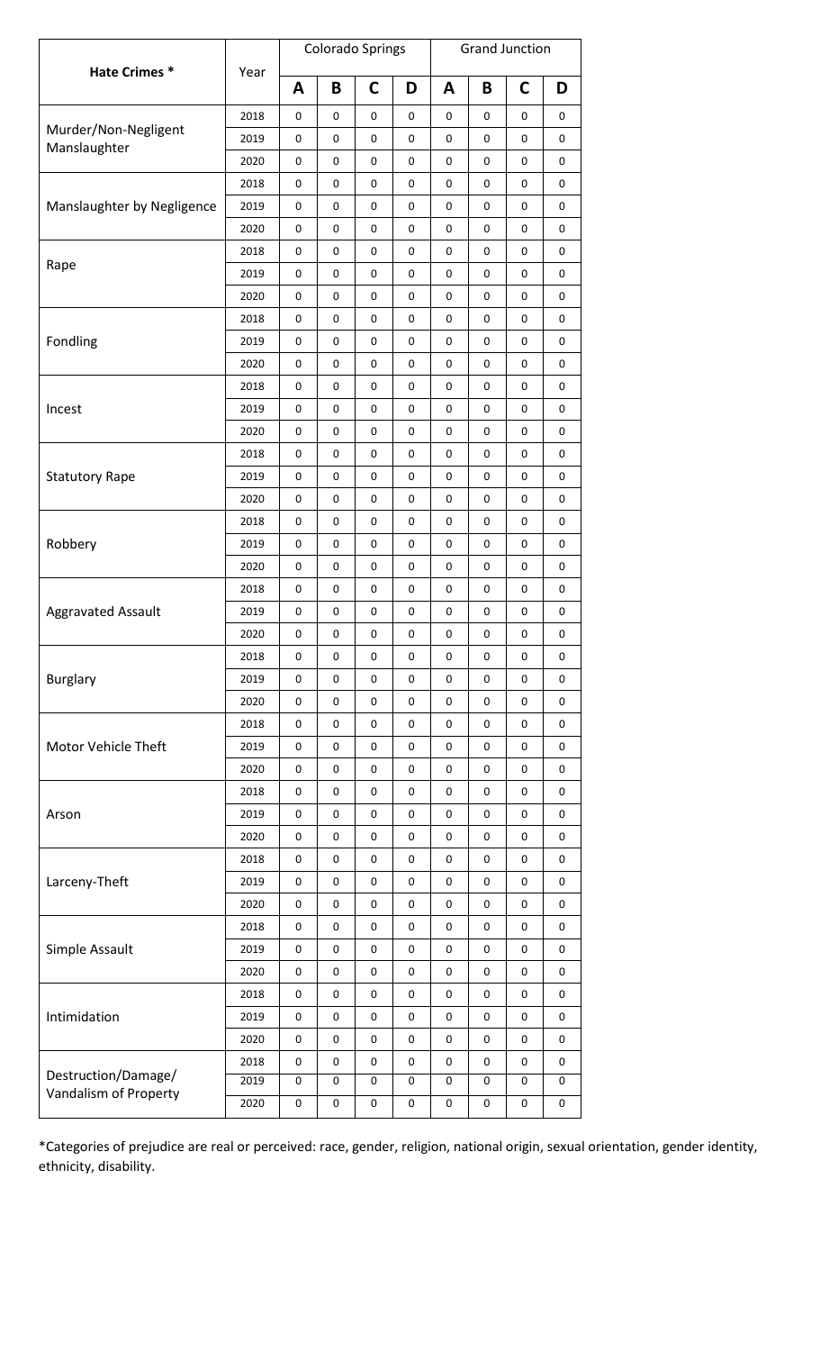| Hate Crimes * | Year | Colorado Springs | | | | Grand Junction | | | |
|---|---|---|---|---|---|---|---|---|---|
| | | A | B | C | D | A | B | C | D |
| Murder/Non-Negligent Manslaughter | 2018 | 0 | 0 | 0 | 0 | 0 | 0 | 0 | 0 |
| | 2019 | 0 | 0 | 0 | 0 | 0 | 0 | 0 | 0 |
| | 2020 | 0 | 0 | 0 | 0 | 0 | 0 | 0 | 0 |
| Manslaughter by Negligence | 2018 | 0 | 0 | 0 | 0 | 0 | 0 | 0 | 0 |
| | 2019 | 0 | 0 | 0 | 0 | 0 | 0 | 0 | 0 |
| | 2020 | 0 | 0 | 0 | 0 | 0 | 0 | 0 | 0 |
| Rape | 2018 | 0 | 0 | 0 | 0 | 0 | 0 | 0 | 0 |
| | 2019 | 0 | 0 | 0 | 0 | 0 | 0 | 0 | 0 |
| | 2020 | 0 | 0 | 0 | 0 | 0 | 0 | 0 | 0 |
| Fondling | 2018 | 0 | 0 | 0 | 0 | 0 | 0 | 0 | 0 |
| | 2019 | 0 | 0 | 0 | 0 | 0 | 0 | 0 | 0 |
| | 2020 | 0 | 0 | 0 | 0 | 0 | 0 | 0 | 0 |
| Incest | 2018 | 0 | 0 | 0 | 0 | 0 | 0 | 0 | 0 |
| | 2019 | 0 | 0 | 0 | 0 | 0 | 0 | 0 | 0 |
| | 2020 | 0 | 0 | 0 | 0 | 0 | 0 | 0 | 0 |
| Statutory Rape | 2018 | 0 | 0 | 0 | 0 | 0 | 0 | 0 | 0 |
| | 2019 | 0 | 0 | 0 | 0 | 0 | 0 | 0 | 0 |
| | 2020 | 0 | 0 | 0 | 0 | 0 | 0 | 0 | 0 |
| Robbery | 2018 | 0 | 0 | 0 | 0 | 0 | 0 | 0 | 0 |
| | 2019 | 0 | 0 | 0 | 0 | 0 | 0 | 0 | 0 |
| | 2020 | 0 | 0 | 0 | 0 | 0 | 0 | 0 | 0 |
| Aggravated Assault | 2018 | 0 | 0 | 0 | 0 | 0 | 0 | 0 | 0 |
| | 2019 | 0 | 0 | 0 | 0 | 0 | 0 | 0 | 0 |
| | 2020 | 0 | 0 | 0 | 0 | 0 | 0 | 0 | 0 |
| Burglary | 2018 | 0 | 0 | 0 | 0 | 0 | 0 | 0 | 0 |
| | 2019 | 0 | 0 | 0 | 0 | 0 | 0 | 0 | 0 |
| | 2020 | 0 | 0 | 0 | 0 | 0 | 0 | 0 | 0 |
| Motor Vehicle Theft | 2018 | 0 | 0 | 0 | 0 | 0 | 0 | 0 | 0 |
| | 2019 | 0 | 0 | 0 | 0 | 0 | 0 | 0 | 0 |
| | 2020 | 0 | 0 | 0 | 0 | 0 | 0 | 0 | 0 |
| Arson | 2018 | 0 | 0 | 0 | 0 | 0 | 0 | 0 | 0 |
| | 2019 | 0 | 0 | 0 | 0 | 0 | 0 | 0 | 0 |
| | 2020 | 0 | 0 | 0 | 0 | 0 | 0 | 0 | 0 |
| Larceny-Theft | 2018 | 0 | 0 | 0 | 0 | 0 | 0 | 0 | 0 |
| | 2019 | 0 | 0 | 0 | 0 | 0 | 0 | 0 | 0 |
| | 2020 | 0 | 0 | 0 | 0 | 0 | 0 | 0 | 0 |
| Simple Assault | 2018 | 0 | 0 | 0 | 0 | 0 | 0 | 0 | 0 |
| | 2019 | 0 | 0 | 0 | 0 | 0 | 0 | 0 | 0 |
| | 2020 | 0 | 0 | 0 | 0 | 0 | 0 | 0 | 0 |
| Intimidation | 2018 | 0 | 0 | 0 | 0 | 0 | 0 | 0 | 0 |
| | 2019 | 0 | 0 | 0 | 0 | 0 | 0 | 0 | 0 |
| | 2020 | 0 | 0 | 0 | 0 | 0 | 0 | 0 | 0 |
| Destruction/Damage/ Vandalism of Property | 2018 | 0 | 0 | 0 | 0 | 0 | 0 | 0 | 0 |
| | 2019 | 0 | 0 | 0 | 0 | 0 | 0 | 0 | 0 |
| | 2020 | 0 | 0 | 0 | 0 | 0 | 0 | 0 | 0 |

*Categories of prejudice are real or perceived: race, gender, religion, national origin, sexual orientation, gender identity, ethnicity, disability.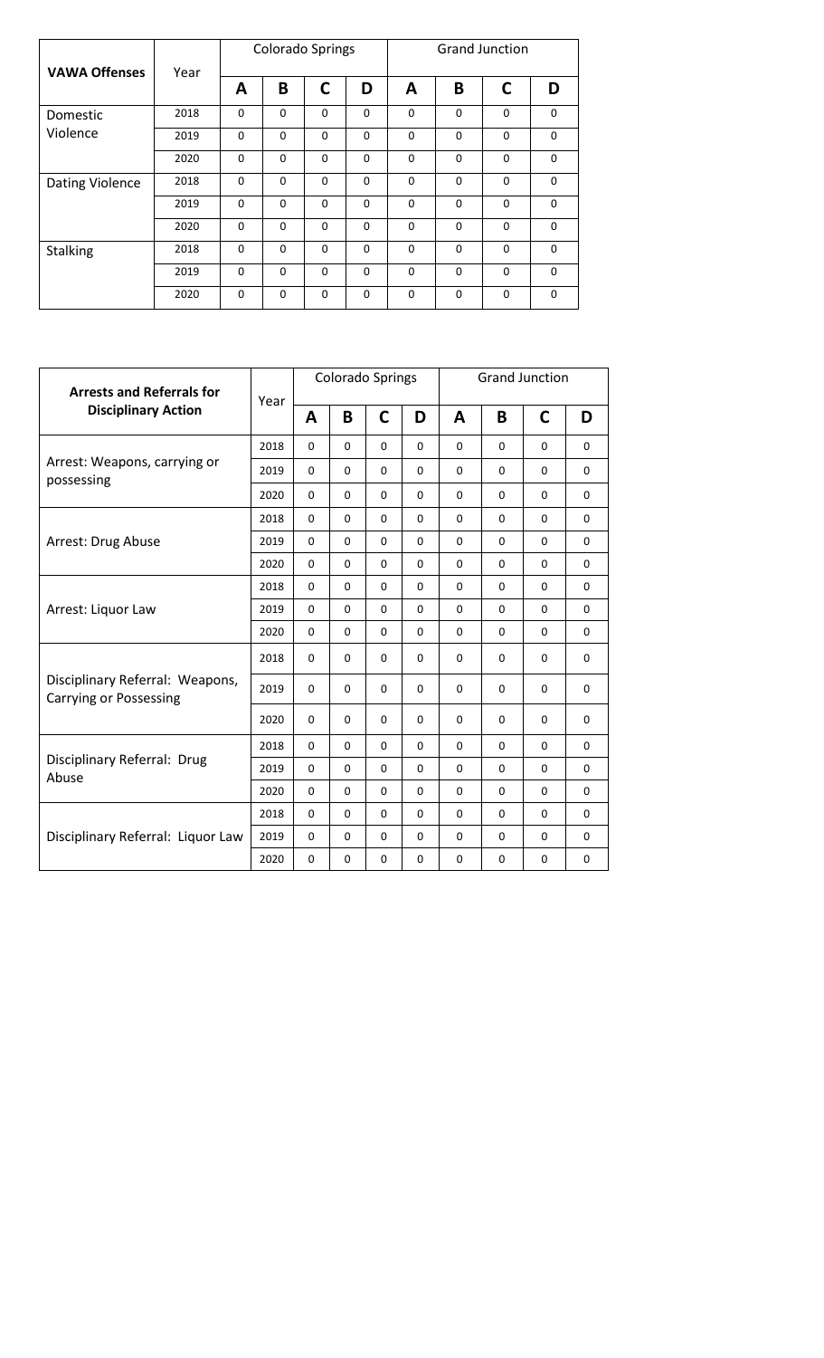| VAWA Offenses | Year | Colorado Springs | | | | Grand Junction | | | |
|---|---|---|---|---|---|---|---|---|---|
| | | A | B | C | D | A | B | C | D |
| Domestic Violence | 2018 | 0 | 0 | 0 | 0 | 0 | 0 | 0 | 0 |
| | 2019 | 0 | 0 | 0 | 0 | 0 | 0 | 0 | 0 |
| | 2020 | 0 | 0 | 0 | 0 | 0 | 0 | 0 | 0 |
| Dating Violence | 2018 | 0 | 0 | 0 | 0 | 0 | 0 | 0 | 0 |
| | 2019 | 0 | 0 | 0 | 0 | 0 | 0 | 0 | 0 |
| | 2020 | 0 | 0 | 0 | 0 | 0 | 0 | 0 | 0 |
| Stalking | 2018 | 0 | 0 | 0 | 0 | 0 | 0 | 0 | 0 |
| | 2019 | 0 | 0 | 0 | 0 | 0 | 0 | 0 | 0 |
| | 2020 | 0 | 0 | 0 | 0 | 0 | 0 | 0 | 0 |

| Arrests and Referrals for Disciplinary Action | Year | Colorado Springs | | | | Grand Junction | | | |
|---|---|---|---|---|---|---|---|---|---|
| | | A | B | C | D | A | B | C | D |
| Arrest: Weapons, carrying or possessing | 2018 | 0 | 0 | 0 | 0 | 0 | 0 | 0 | 0 |
| | 2019 | 0 | 0 | 0 | 0 | 0 | 0 | 0 | 0 |
| | 2020 | 0 | 0 | 0 | 0 | 0 | 0 | 0 | 0 |
| Arrest: Drug Abuse | 2018 | 0 | 0 | 0 | 0 | 0 | 0 | 0 | 0 |
| | 2019 | 0 | 0 | 0 | 0 | 0 | 0 | 0 | 0 |
| | 2020 | 0 | 0 | 0 | 0 | 0 | 0 | 0 | 0 |
| Arrest: Liquor Law | 2018 | 0 | 0 | 0 | 0 | 0 | 0 | 0 | 0 |
| | 2019 | 0 | 0 | 0 | 0 | 0 | 0 | 0 | 0 |
| | 2020 | 0 | 0 | 0 | 0 | 0 | 0 | 0 | 0 |
| Disciplinary Referral: Weapons, Carrying or Possessing | 2018 | 0 | 0 | 0 | 0 | 0 | 0 | 0 | 0 |
| | 2019 | 0 | 0 | 0 | 0 | 0 | 0 | 0 | 0 |
| | 2020 | 0 | 0 | 0 | 0 | 0 | 0 | 0 | 0 |
| Disciplinary Referral: Drug Abuse | 2018 | 0 | 0 | 0 | 0 | 0 | 0 | 0 | 0 |
| | 2019 | 0 | 0 | 0 | 0 | 0 | 0 | 0 | 0 |
| | 2020 | 0 | 0 | 0 | 0 | 0 | 0 | 0 | 0 |
| Disciplinary Referral: Liquor Law | 2018 | 0 | 0 | 0 | 0 | 0 | 0 | 0 | 0 |
| | 2019 | 0 | 0 | 0 | 0 | 0 | 0 | 0 | 0 |
| | 2020 | 0 | 0 | 0 | 0 | 0 | 0 | 0 | 0 |